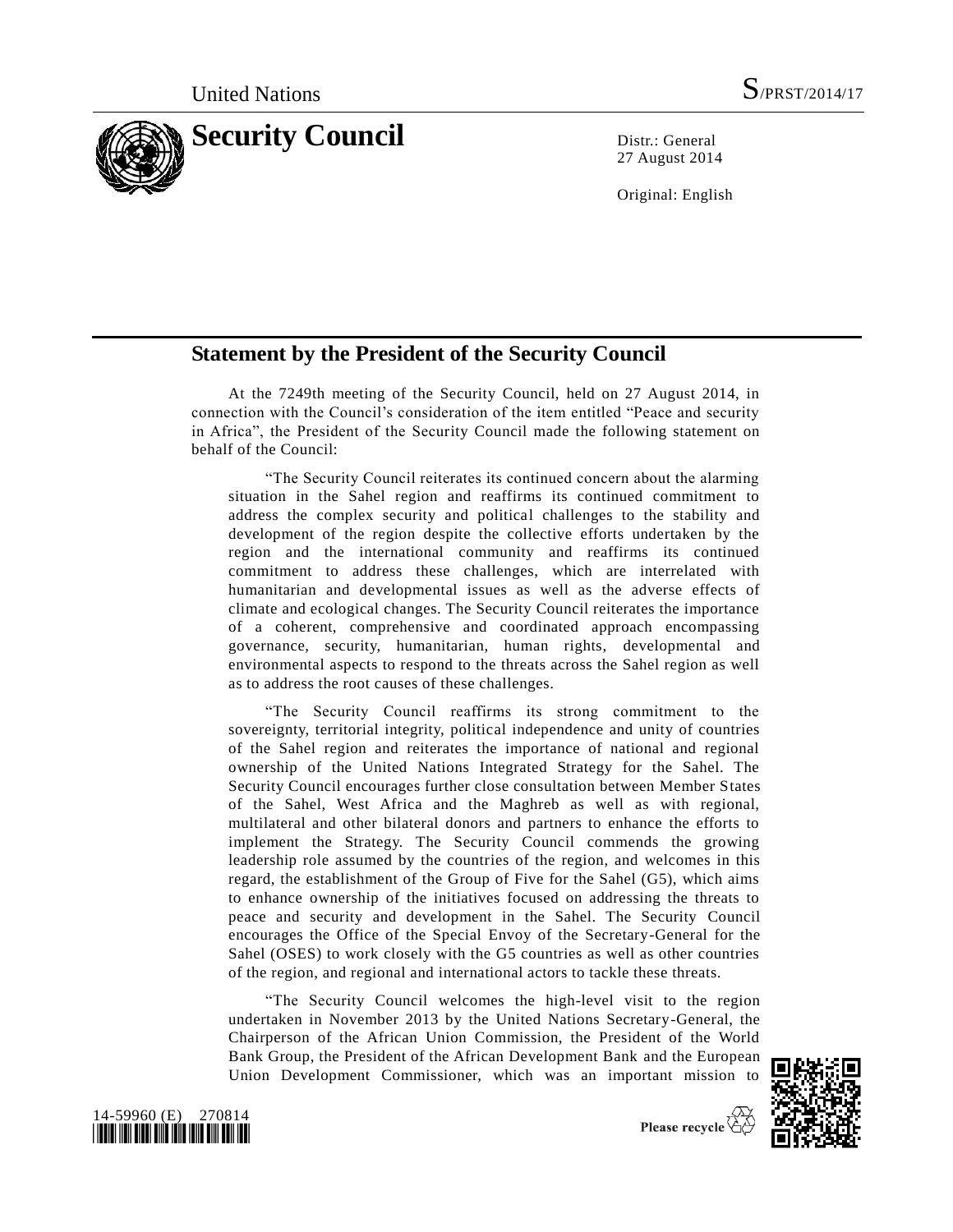United Nations S/PRST/2014/17

# Security Council

Distr.: General
27 August 2014

Original: English

## Statement by the President of the Security Council

At the 7249th meeting of the Security Council, held on 27 August 2014, in connection with the Council's consideration of the item entitled "Peace and security in Africa", the President of the Security Council made the following statement on behalf of the Council:

"The Security Council reiterates its continued concern about the alarming situation in the Sahel region and reaffirms its continued commitment to address the complex security and political challenges to the stability and development of the region despite the collective efforts undertaken by the region and the international community and reaffirms its continued commitment to address these challenges, which are interrelated with humanitarian and developmental issues as well as the adverse effects of climate and ecological changes. The Security Council reiterates the importance of a coherent, comprehensive and coordinated approach encompassing governance, security, humanitarian, human rights, developmental and environmental aspects to respond to the threats across the Sahel region as well as to address the root causes of these challenges.

"The Security Council reaffirms its strong commitment to the sovereignty, territorial integrity, political independence and unity of countries of the Sahel region and reiterates the importance of national and regional ownership of the United Nations Integrated Strategy for the Sahel. The Security Council encourages further close consultation between Member States of the Sahel, West Africa and the Maghreb as well as with regional, multilateral and other bilateral donors and partners to enhance the efforts to implement the Strategy. The Security Council commends the growing leadership role assumed by the countries of the region, and welcomes in this regard, the establishment of the Group of Five for the Sahel (G5), which aims to enhance ownership of the initiatives focused on addressing the threats to peace and security and development in the Sahel. The Security Council encourages the Office of the Special Envoy of the Secretary-General for the Sahel (OSES) to work closely with the G5 countries as well as other countries of the region, and regional and international actors to tackle these threats.

"The Security Council welcomes the high-level visit to the region undertaken in November 2013 by the United Nations Secretary-General, the Chairperson of the African Union Commission, the President of the World Bank Group, the President of the African Development Bank and the European Union Development Commissioner, which was an important mission to

14-59960 (E) 270814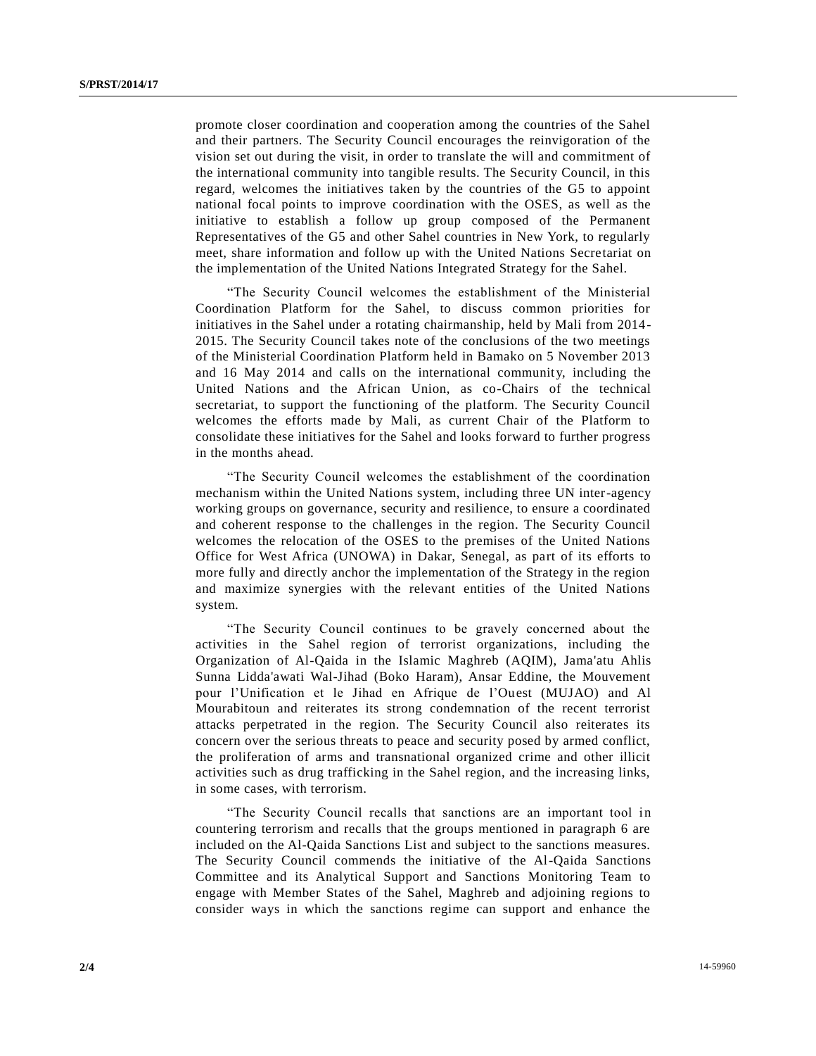promote closer coordination and cooperation among the countries of the Sahel and their partners. The Security Council encourages the reinvigoration of the vision set out during the visit, in order to translate the will and commitment of the international community into tangible results. The Security Council, in this regard, welcomes the initiatives taken by the countries of the G5 to appoint national focal points to improve coordination with the OSES, as well as the initiative to establish a follow up group composed of the Permanent Representatives of the G5 and other Sahel countries in New York, to regularly meet, share information and follow up with the United Nations Secretariat on the implementation of the United Nations Integrated Strategy for the Sahel.

"The Security Council welcomes the establishment of the Ministerial Coordination Platform for the Sahel, to discuss common priorities for initiatives in the Sahel under a rotating chairmanship, held by Mali from 2014-2015. The Security Council takes note of the conclusions of the two meetings of the Ministerial Coordination Platform held in Bamako on 5 November 2013 and 16 May 2014 and calls on the international community, including the United Nations and the African Union, as co-Chairs of the technical secretariat, to support the functioning of the platform. The Security Council welcomes the efforts made by Mali, as current Chair of the Platform to consolidate these initiatives for the Sahel and looks forward to further progress in the months ahead.

"The Security Council welcomes the establishment of the coordination mechanism within the United Nations system, including three UN inter-agency working groups on governance, security and resilience, to ensure a coordinated and coherent response to the challenges in the region. The Security Council welcomes the relocation of the OSES to the premises of the United Nations Office for West Africa (UNOWA) in Dakar, Senegal, as part of its efforts to more fully and directly anchor the implementation of the Strategy in the region and maximize synergies with the relevant entities of the United Nations system.

"The Security Council continues to be gravely concerned about the activities in the Sahel region of terrorist organizations, including the Organization of Al-Qaida in the Islamic Maghreb (AQIM), Jama'atu Ahlis Sunna Lidda'awati Wal-Jihad (Boko Haram), Ansar Eddine, the Mouvement pour l'Unification et le Jihad en Afrique de l'Ouest (MUJAO) and Al Mourabitoun and reiterates its strong condemnation of the recent terrorist attacks perpetrated in the region. The Security Council also reiterates its concern over the serious threats to peace and security posed by armed conflict, the proliferation of arms and transnational organized crime and other illicit activities such as drug trafficking in the Sahel region, and the increasing links, in some cases, with terrorism.

"The Security Council recalls that sanctions are an important tool in countering terrorism and recalls that the groups mentioned in paragraph 6 are included on the Al-Qaida Sanctions List and subject to the sanctions measures. The Security Council commends the initiative of the Al-Qaida Sanctions Committee and its Analytical Support and Sanctions Monitoring Team to engage with Member States of the Sahel, Maghreb and adjoining regions to consider ways in which the sanctions regime can support and enhance the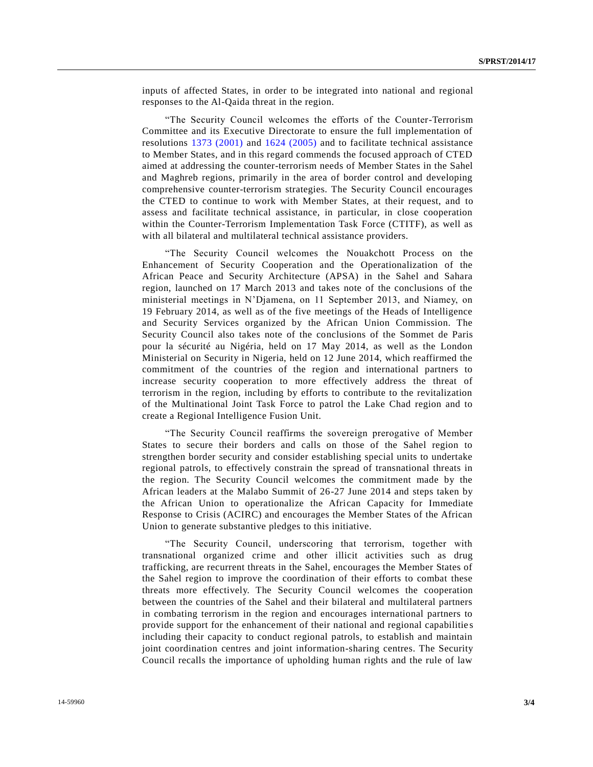inputs of affected States, in order to be integrated into national and regional responses to the Al-Qaida threat in the region.

"The Security Council welcomes the efforts of the Counter-Terrorism Committee and its Executive Directorate to ensure the full implementation of resolutions 1373 (2001) and 1624 (2005) and to facilitate technical assistance to Member States, and in this regard commends the focused approach of CTED aimed at addressing the counter-terrorism needs of Member States in the Sahel and Maghreb regions, primarily in the area of border control and developing comprehensive counter-terrorism strategies. The Security Council encourages the CTED to continue to work with Member States, at their request, and to assess and facilitate technical assistance, in particular, in close cooperation within the Counter-Terrorism Implementation Task Force (CTITF), as well as with all bilateral and multilateral technical assistance providers.

"The Security Council welcomes the Nouakchott Process on the Enhancement of Security Cooperation and the Operationalization of the African Peace and Security Architecture (APSA) in the Sahel and Sahara region, launched on 17 March 2013 and takes note of the conclusions of the ministerial meetings in N'Djamena, on 11 September 2013, and Niamey, on 19 February 2014, as well as of the five meetings of the Heads of Intelligence and Security Services organized by the African Union Commission. The Security Council also takes note of the conclusions of the Sommet de Paris pour la sécurité au Nigéria, held on 17 May 2014, as well as the London Ministerial on Security in Nigeria, held on 12 June 2014, which reaffirmed the commitment of the countries of the region and international partners to increase security cooperation to more effectively address the threat of terrorism in the region, including by efforts to contribute to the revitalization of the Multinational Joint Task Force to patrol the Lake Chad region and to create a Regional Intelligence Fusion Unit.

"The Security Council reaffirms the sovereign prerogative of Member States to secure their borders and calls on those of the Sahel region to strengthen border security and consider establishing special units to undertake regional patrols, to effectively constrain the spread of transnational threats in the region. The Security Council welcomes the commitment made by the African leaders at the Malabo Summit of 26-27 June 2014 and steps taken by the African Union to operationalize the African Capacity for Immediate Response to Crisis (ACIRC) and encourages the Member States of the African Union to generate substantive pledges to this initiative.

"The Security Council, underscoring that terrorism, together with transnational organized crime and other illicit activities such as drug trafficking, are recurrent threats in the Sahel, encourages the Member States of the Sahel region to improve the coordination of their efforts to combat these threats more effectively. The Security Council welcomes the cooperation between the countries of the Sahel and their bilateral and multilateral partners in combating terrorism in the region and encourages international partners to provide support for the enhancement of their national and regional capabilities including their capacity to conduct regional patrols, to establish and maintain joint coordination centres and joint information-sharing centres. The Security Council recalls the importance of upholding human rights and the rule of law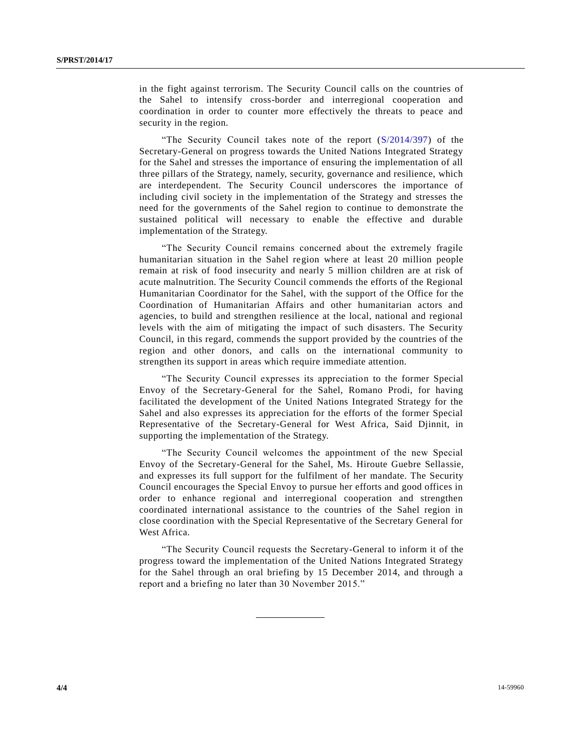in the fight against terrorism. The Security Council calls on the countries of the Sahel to intensify cross-border and interregional cooperation and coordination in order to counter more effectively the threats to peace and security in the region.

"The Security Council takes note of the report (S/2014/397) of the Secretary-General on progress towards the United Nations Integrated Strategy for the Sahel and stresses the importance of ensuring the implementation of all three pillars of the Strategy, namely, security, governance and resilience, which are interdependent. The Security Council underscores the importance of including civil society in the implementation of the Strategy and stresses the need for the governments of the Sahel region to continue to demonstrate the sustained political will necessary to enable the effective and durable implementation of the Strategy.

"The Security Council remains concerned about the extremely fragile humanitarian situation in the Sahel region where at least 20 million people remain at risk of food insecurity and nearly 5 million children are at risk of acute malnutrition. The Security Council commends the efforts of the Regional Humanitarian Coordinator for the Sahel, with the support of the Office for the Coordination of Humanitarian Affairs and other humanitarian actors and agencies, to build and strengthen resilience at the local, national and regional levels with the aim of mitigating the impact of such disasters. The Security Council, in this regard, commends the support provided by the countries of the region and other donors, and calls on the international community to strengthen its support in areas which require immediate attention.

"The Security Council expresses its appreciation to the former Special Envoy of the Secretary-General for the Sahel, Romano Prodi, for having facilitated the development of the United Nations Integrated Strategy for the Sahel and also expresses its appreciation for the efforts of the former Special Representative of the Secretary-General for West Africa, Said Djinnit, in supporting the implementation of the Strategy.

"The Security Council welcomes the appointment of the new Special Envoy of the Secretary-General for the Sahel, Ms. Hiroute Guebre Sellassie, and expresses its full support for the fulfilment of her mandate. The Security Council encourages the Special Envoy to pursue her efforts and good offices in order to enhance regional and interregional cooperation and strengthen coordinated international assistance to the countries of the Sahel region in close coordination with the Special Representative of the Secretary General for West Africa.

"The Security Council requests the Secretary-General to inform it of the progress toward the implementation of the United Nations Integrated Strategy for the Sahel through an oral briefing by 15 December 2014, and through a report and a briefing no later than 30 November 2015."